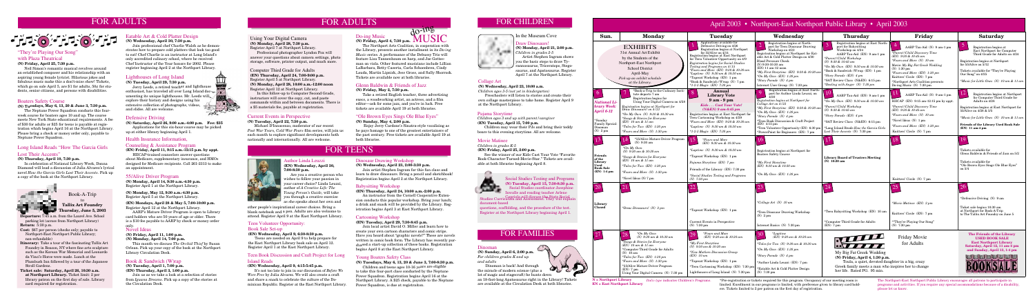# FOR ADULTS

## "They're Playing Our Song" with Plaza Theatrical
**(N) Friday, April 25, 7:30 p.m.**

Neil Simon's romantic musical revolves around an established composer and his relationship with an aspiring young female lyricist. Hilarious jokes and fabulous music make this a don't-miss show! Tickets, which go on sale April 5, are $1 for adults, 75¢ for students, senior citizens, and persons with disabilities.

## Boaters Safety Course
**(N) Tuesdays, May 6, 13, 20 & June 3, 7:30 p.m.**

The Neptune Power Squadron conducts this four-week course for boaters ages 10 and up. The course meets New York State educational requirements. A fee of $30 for adults or $25 for teens is payable at registration which begins April 16 at the Northport Library. Please bring a check or money order only, payable to Neptune Power Squadron.

## Long Island Reads "How The Garcia Girls Lost Their Accents"
**(N) Thursday, April 10, 7:30 p.m.**

In celebration of National Library Week, Donna Diamond will lead a discussion of Julia Alvarez's lyrical novel *How the Garcia Girls Lost Their Accents*. Pick up a copy of the book at the Northport Library.

## Book-A-Trip to Tallix Art Foundry
**Thursday, June 5, 2003**

**Departure:** 7:45 a.m. from the Laurel Ave. School parking lot (across from Northport Library)
**Return:** 7:30 p.m.
**Cost:** $67 per person (checks only; payable to Northport-East Northport Public Library; non-refundable)
**Itinerary:** Take a tour of the fascinating Tallix Art Foundry in Beacon, NY where fine arts sculptures such as the Korean War Memorial and Leonardo da Vinci's Horse were made. Lunch at the Plumbush Inn followed by a tour of the Japanese Stroll Gardens.
**Tickets sale: Saturday, April 26, 10:00 a.m. at Northport Library.** Ticket limit: 2 per library patron on the first day of sale. Library card required for registration.

## Eatable Art & Cold Platter Design
**(N) Wednesday, April 30, 7:30 p.m.**

Join professional chef Charlie Walsh as he demonstrates how to prepare cold platters that look too good to eat! Chef Charlie is an instructor at Long Island's only accredited culinary school, where he received Chef Instructor of the Year honors for 2002. Please register beginning April 2 at the Northport Library.

## Lighthouses of Long Island
**(N) Tuesday, April 29, 7:30 p.m.**

Jerry Nuzzolo, a retired teacher and lighthouse enthusiast, has traveled all over Long Island documenting its unique lighthouses. Mr. Nuzzolo will explore their history and designs using his extensive collection of photographs, videos, and slides. All are welcome.

## Defensive Driving
**(N) Saturday, April 26, 9:00 a.m.-4:00 p.m. Fee: $35**

Applications for this six-hour course may be picked up at either library beginning April 1.

## Health Insurance Information, Counseling & Assistance Program
**(EN) Friday, April 11, 9:15 a.m.-12:15 p.m. by appt.**

HIICAP-trained counselors answer questions about Medicare, supplementary insurance, and HMOs designed for Medicare recipients. Call 261-2313 to make an appointment.

## 55/Alive Driver Program
**(N) Monday, April 14, 9:30 a.m.-4:30 p.m.**
Register April 1 at the Northport Library.

**(N) Monday, May 12, 9:30 a.m.-4:30 p.m.**
Register April 5 at the Northport Library.

**(EN) Mondays, April 28 & May 5, 7:00-10:00 p.m.**
Register April 12 at the Northport Library.

AARP's Mature Driver Program is open to Library card holders who are 50 years of age or older. There is a $10 fee payable to AARP by check or money order only.

## Novel Ideas
**(N) Friday, April 11, 1:00 p.m.**
**(N) Monday, April 14, 7:00 p.m.**

This month we discuss *The Orchid Thief* by Susan Orlean. Pick up your copy of the book at the Northport Library Circulation Desk.

## Book & Sandwich (W)rap
**(N) Tuesday, April 1, 7:00 p.m.**
**(EN) Thursday, April 3, 1:00 p.m.**

Join us as we take a look at a selection of stories from *Ignorant Bravura*. Pick up a copy of the stories at the Circulation Desk.

# FOR ADULTS

## Using Your Digital Camera
**(N) Monday, April 28, 7:30 p.m.**
Register April 7 at Northport Library.

Professional photographer Lyndon Fox will answer your questions about camera settings, photo storage, software, printer output, and much more.

## Computer Third Grade for Adults
**(EN) Thursday, April 24, 7:00-9:00 p.m.**
Register April 5 at Northport Library.

**(N) Monday, April 28, 10:00 a.m.-12:00 noon**
Register April 12 at Northport Library.

In this follow-up to Computer Second Grade, instructors will cover the copy, cut, and paste commands within documents and between documents. There is a $5 materials fee, payable at registration.

## Current Events in Perspective
**(N) Tuesday, April 22, 7:30 p.m.**

Michael D'Innocenzo, moderator of our recent *Post War Years, Cold War Fears* film series, will join us each month to explore and discuss current events both nationally and internationally. All are welcome.

## Do-ing Music
**(N) Friday, April 4, 7:30 p.m.**

The Northport Arts Coalition, in cooperation with the Library, presents another installment in its *Do-ing Music* series. A performance of the Delaney Trio will feature Liza Tannenbaum on harp, and Joe Gottesman on viola. Other featured musicians include Lillian LaBarbara, Betty Cascetta, Carla Schoenfeld, Cindy Lando, Martin Lipnick, Jess Gross, and Sally Sherrick. Tickets are available now at both libraries.

## Glenn Baldwin & Friends of Jazz
**(N) Friday, May 2, 7:30 p.m.**

Take a retired English teacher, three advertising execs, a woodworking artist, an actress, and a film critic, stir for some jazz, and you're in luck. Free tickets are available April 19 at both libraries.

## "Ole Brown Eyes Sings Ole Blue Eyes"
**(N) Saturday, May 3, 2:00 p.m.**

Ripsy Jerry Giordano's Sinatra-style vocalizing as he pays homage to one of the greatest entertainers of the past century. Free tickets are available May 10 at both libraries.

# FOR TEENS

## Author Linda Lenzi
**(EN) Wednesday, April 30, 7:00-8:30 p.m.**

Are you a creative person who wishes to follow your passion in your career choice? Linda Lenzi, author of *A Creative Life: The Young Person's Guide*, will take you through a creative exercise as she speaks about her own and other people's inspirational career choices. Bring a blank notebook and a pen. Adults are also welcome to attend. Register April 5 at the Northport Library.

## Teen Volunteer Opportunity: Book Sale Set-up
**(EN) Wednesday, April 9, 4:30-8:30 p.m.**

Teens are needed on April 9 to help prepare for the East Northport Library book sale on April 12. Register April 1 at the East Northport Library.

## Teen Book Discussion and Craft Project for Long Island Reads
**(N) Wednesday, April 9, 4:15-5:45 p.m.**

It's not too late to join in a discussion of *Before We Were Free* by Julia Alvarez. We will also create a craft and share a snack to celebrate the culture of the Dominican Republic. Register at the Northport Library.

## Dinosaur Drawing Workshop
**(N) Wednesday, April 23, 2:00-3:30 p.m.**

Join artist Stephen Ingram for this fun class and learn to draw dinosaurs. Bring a pencil and sketchbook! Registration begins April 5 at the Northport Library.

## Babysitting Workshop
**(EN) Thursday, April 24, 10:00 a.m.-2:00 p.m.**

An instructor from the Cornell Cooperative Extension conducts this popular workshop. Bring your lunch; a drink and snack will be provided by the Library. Registration begins April 5 at East Northport Library.

## Cartooning Workshop
**(EN) Tuesday, April 29, 7:30-8:45 p.m.**

Join local artist David O. Miller and learn how to create your own cartoon characters and comic strips. Have you heard about "graphic novels?" These are novels written in comic book form. The Library has recently started a start-up collection of these books. Registration begins April 6 at the East Northport Library.

## Young Boaters Safety Class
**(N) Tuesdays, May 6, 13, 20 & June 3, 7:00-8:30 p.m.**

Children and teens ages 10-16 are welcome to take this four-part class conducted by the Neptune Power Squadron. Registration begins April 16 at the Northport Library. A $25 check, payable to the Neptune Power Squadron, is due at registration.

## Social Studies Testing and Programs
**(N) Tuesday, April 15, 7:00-8:30 p.m.**

Social Studies coordinator Josephine Inzalle and reading teacher Arlene Castoldi will discuss the State Social Studies Curriculum and Assessment. They will explain document-based questions, scaffolding, and the procedure of the test. Register at the Northport Library beginning April 1.

# FOR CHILDREN

## In the Museum Cove

### Draw Dinosaurs!
**(N) Monday, April 21, 2:00 p.m.**
*Children in grades 3-5*

Artist Stephen Ingram shows you the basic steps to draw Tyrannosaurus, Triceratops, Stegosaurus, and Apatosaurus. Register April 7 at the Northport Library.

## Collage Art
**(N) Wednesday, April 23, 10:00 a.m.**
*Children ages 3-5 (not yet in kindergarten)*

Preschoolers will listen to stories and create their own collage masterpiece to take home. Register April 9 at the Northport Library.

## Pajama Storytime
*Children ages 3 and up with parent/caregiver*
**(EN) Tuesday, April 15, 7:00 p.m.**

Children may wear their PJs and bring their teddy bears to this evening storytime. All are welcome.

## Movie Matinee
*Children in grades K-5*
**(EN) Friday, April 25, 2:00 p.m.**

See the winner of our Kids Cast Your Vote "Favorite Book-Character-Turned-Movie-Star." Tickets are available at both libraries beginning April 8.

# FOR FAMILIES

## Dinoman
**(N) Sunday, April 6, 2:00 p.m.**
*For children grades K and up and adults*

Dinoman is back! And through the miracle of modern science plus a lot of magic and stagecraft he hunts down an 18-foot-long Apatosaurus right in the Library! Tickets are available at the Circulation Desk at both libraries.

# April 2003 • Northport-East Northport Public Library • April 2003

| Sun. | Monday | Tuesday | Wednesday | Thursday | Friday | Saturday |
|---|---|---|---|---|---|---|
| **EXHIBITS** 31st Annual Art Exhibit by the Students of the Northport-East Northport School District. April-May. *Pick up an exhibit schedule at the Library.* | | **1** Applications available for Defensive Driving on 4/26. Registration begins at Northport for 55/Alive on 4/14. Registration begins at Northport for Teen Volunteers Opportunity on 4/9. Registration begins for Social Studies Testing and Programs on 4/15. \*Fours and More (N) 9:30 & 10:30 am. \*Laptime (N) 9:30 am & 10:30 am. \*Tapeout Workshop (N) 1:30 pm. \*Book & Sandwich (W)rap (N) 7 pm. \*1-2-3 Magic (N) 7:30 pm | **2** Registration begins at Northport for Teen Dinosaur Drawing Workshop on 4/23. Registration begins at Northport for Eatable Art & Cold Platter Design on 4/30. Blood Pressure Check (N) 9:30-10:30 am (EN) 11 am-12 noon. \*My First Storytime (EN) 9:30 & 10:30 am. \*On My Own (EN) 1:30 pm. \*Story Parade (N) 4 pm. Internet User Group (N) 7:30 pm | **3** Registration begins at East Northport for Babysitting Workshop on 4/24. AARP Tax-Aid (EN) 9 am-1 pm. \*Parent/Child Workshop (N) 9:30 & 10:45 am. \*On My Own (EN) 9:30 am & 10:30 am. \*Book & Sandwich (W)rap (EN) 1 pm. \*Story Parade (EN) 4 pm. \*SAT Review Class (N&EN) 6:15 pm. \*Reading with Rover (N) 7 pm | **4** AARP Tax-Aid (N) 9 am-1 pm. \*Parent/Child Discovery Time (EN) 9:30 & 10:45 am. \*Fours and More (N) 10 am. Movie: My Big Fat Greek Wedding (N) 1:30 pm. \*Fours and More (EN) 1:30 pm. Knitters' Circle (EN) 7 pm. \*Northport Arts Coalition presents Do-ing Music (N) 7:30 pm | **5** Registration begins at East Northport for Computer Third Grade for Adults on 4/24. Registration begins at Northport for 55/Alive on 5/12. Tickets available for "They're Playing Our Song" on 4/25. \*Music for Little Ones (N) 10 am & 11 am |
| **6** *National Library Week: April 6-12* \*Sunday Family Special: Dinoman (N) 2 pm | **7** \*Back-a-Trip to the Culinary Institute departs 7 am. Registration begins for Using Your Digital Camera on 4/28. *Registration begins at Northport for Draw Dinosaurs! on 4/21.* \*On My Own (N) 9:30 & 10:30 am. \*Songs & Stories for Everyone (EN) 10 am & 11 am. \*Tales for Two (EN) 1:30 pm. \*Fours and More (N) 1:30 pm | **8** **Annual Library Vote 9 am - 9 pm** *Kids . . . Cast Your Vote! (N&EN) 9 am-8:45 pm.* Registration begins at East Northport for Teen Cartooning Workshop on 4/29. \*Fours and More (EN) 9:30 & 10:30 am. \*Laptime (N) 9:30 am & 10:30 am. \*1-2-3 Magic (EN) 7:30 pm | **9** Registration begins at East Northport for Author Linda Lenzi, on 4/30. *Registration begins at Northport for Collage Art on 4/23.* \*My First Storytime (EN) 9:30 & 10:30 am. \*On My Own (EN) 1:30 pm. \*Story Parade (N) 4 pm. \*Teen Book Discussion & Craft Project (N) 4:15 pm. \*Teen Volunteer Opportunity (EN) 4:30 pm. \*PowerPoint for Beginners (EN) 7 pm | **10** AARP Tax-Aid (EN) 9 am-1 pm. \*On My Own (EN) 9:30 am & 10:30 am. \*Parent/Child Workshop (N) 9:30 & 10:45 am. \*Story Parade (EN) 4 pm. \*SAT Review Class (N&EN) 6:15 pm. \*Long Island Reads: How the Garcia Girls Lost Their Accents (N) 7:30 pm | **11** AARP Tax-Aid (N) 9 am-1 pm. HIICAP (EN) 9:15 am-12:15 pm by appt. \*Parent/Child Discovery Time (EN) 9:30 & 10:45 am. \*Fours and More (N) 10 am. \*Novel Ideas (N) 1 pm. \*Fours and More (EN) 1:30 pm. Knitters' Circle (N) 7 pm | **12** Registration begins at Northport for 55/Alive on 4/28. Registration begins at East Northport for Computer Third Grade for Adults on 4/28. \*Music for Little Ones (N) 10 am & 11 am. **Friends of the Library Used Book Sale (EN) 11 am-4 pm** |
| **13** **Friends of the Library Used Book Sale (EN) 1-4 pm** | **14** \*55/Alive Mature Driver Program (N) 9:30 am. \*On My Own (N) 9:30 am & 10:30 am. \*Songs & Stories for Everyone (EN) 10 am & 11 am. \*Tales for Two (EN) 1:30 pm. \*Fours and More (N) 1:30 pm. \*Novel Ideas (N) 7 pm | **15** \*Fours and More (EN) 9:30 am & 10:30 am. \*Laptime (N) 9:30 am & 10:30 am. \*Tapeout Workshop (EN) 1 pm. *Pajama Storytime (EN) 7 pm.* Friends of the Library (EN) 7:30 pm. \*Social Studies Testing and Programs (N) 7:30 pm | **16** Registration begins at Northport for Boaters Safety Course. \*My First Storytime (EN) 9:30 am & 10:30 am. \*On My Own (EN) 1:30 pm | **17** **Library Board of Trustees Meeting (N) 10:30 am** | **18** | **19** Tickets available for Glenn Baldwin & Friends of Jazz on 5/2. Tickets available for "Ole Brown Eyes Sings Ole Blue Eyes" on 5/3 |
| **20** | **21** **Library Closed** | **22** \*Tapeout Workshop (N) 1 pm. Current Events in Perspective (N) 7:30 pm | **23** \*Collage Art (N) 10 am. \*Teen Dinosaur Drawing Workshop (N) 2 pm. Internet Basics (N) 7:30 pm | **24** \*Teen Babysitting Workshop (EN) 10 am. \*Computer Third Grade for Adults (EN) 7 pm | **25** \*Movie Matinee (EN) 2 pm. Knitters' Circle (N) 7 pm. \*They're Playing Our Song (N) 7:30 pm | **26** \*Defensive Driving (N) 9 am. Ticket sale begins 10 am at Northport for Book-A-Trip to the Tallix Art Foundry on June 5 |
| **27** | **28** \*On My Own (N) 9:30 am & 10:30 am. \*Songs & Stories for Everyone (EN) 10 am & 11 am. \*Computer Third Grade for Adults (N) 10 am. \*Tales for Two (EN) 1:30 pm. \*Fours and More (N) 1:30 pm. \*55/Alive Mature Driver Program (EN) 7 pm. Using Your Digital Camera (N) 7:30 pm | **29** \*Fours and More (EN) 9:30 am & 10:30 am. \*My First Storytime (EN) 9:30 am & 10:30 am. \*Teen Mothers Discussion Group (EN) 1:30 pm. \*Laptime (EN) 1 pm. \*Teen Cartooning Workshop (EN) 7:30 pm. Lighthouses of Long Island (N) 7:30 pm | **30** \*Laptime (EN) 9:30 am & 10:30 am. \*Tales for Two (N) 9:30 am & 10:30 am. \*On My Own (EN) 1:30 pm. \*Story Parade (N) 4 pm. \*Author Linda Lenzi (EN) 7 pm. \*Eatable Art & Cold Platter Design (N) 7:30 pm | | | **The Friends of the Library USED BOOK SALE** **East Northport Library Saturday, April 12, 11 am - 4 pm and Sunday, April 13, 1-4 pm** |

## Friday Movie for Adults

### My Big Fat Greek Wedding
**(N) Friday, April 4, 1:30 p.m.**

Toula, a quiet, dowdy daughter in a big, crazy Greek family meets a man who inspires her to change her life. Rated PG. 95 min.

**N = Northport Library** · **EN = East Northport Library** · *Italic type indicates Children's Programs*

\*Pre-registration or tickets required for this program. Occupancy of our meeting room is limited. Enrollment in our programs is limited, with preference given to library card holders. Tickets limited to 2 per patron on the first day of registration.

The Northport-East Northport Public Library encourages all patrons to participate in programs and activities. If you require any special accommodations because of a disability, please let us know.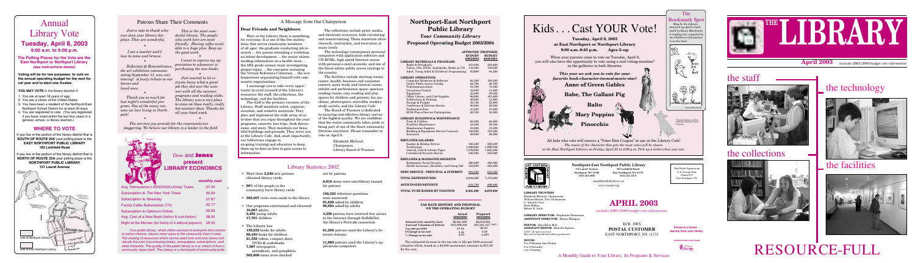# Annual Library Vote

**Tuesday, April 8, 2003**
**9:00 a.m. to 9:00 p.m.**

**The Polling Places for the Vote are the East Northport or Northport Library** *(see instructions below)*

**Voting will be for two purposes: to vote on the annual operating budget for the next fiscal year and to elect one trustee.**

**YOU MAY VOTE** in the library election if:

1. You are at least 18 years of age;
2. You are a citizen of the United States;
3. You have been a resident of the Northport-East Northport School District for at least 30 days;
4. You are registered to vote. (You are registered if you have voted within the last four years in a general, school, or library election.)

## WHERE TO VOTE

If you live in the portion of the library district that is **SOUTH OF ROUTE 25A** your polling place is the **EAST NORTHPORT PUBLIC LIBRARY 185 Larkfield Road**

If you live in the portion of the library district that is **NORTH OF ROUTE 25A** your polling place is the **NORTHPORT PUBLIC LIBRARY 151 Laurel Avenue**

## Patrons Share Their Comments

*Just a note to thank whoever does your library displays. They are wonderful.*

•

*I am a teacher and I love to come and browse.*

•

*Reflection & Remembrance, the art exhibition commemorating September 11, was very moving! A lovely tribute to our heroes and loved ones.*

•

*Thank you so much for last night's wonderful program. One of the many reasons we love living in Northport!*

•

*This is the most wonderful library. The people who work here are most friendly. Having coffee available is a huge plus. Keep up the good work.*

•

*I want to express my appreciation to whomever is purchasing the new books.*

•

*Just wanted to let everyone know what a great job they did over the summer with all the summer programs and reading clubs. The library was a nice place to come on these really, really hot summer days. Thanks for all your hard work.*

•

*The services you provide for the community are staggering. We believe our library is a leader in the field.*

## Dow and Jones present LIBRARY ECONOMICS

| | monthly cost |
|---|---|
| Avg. Homeowner's 2002/2003 Library Taxes | 27.40 |
| Subscription to *The New York Times* | 40.00 |
| Subscription to *Newsday* | 21.67 |
| Family Cable Subscription (TV) | 45.77 |
| Subscription to Optimum Online | 49.95 |
| Avg. Cost of a New Book (fiction & non-fiction) | 38.00 |
| Night at the Movies (for family of 4 without popcorn) | 29.50 |

*Your public library, which offers services to everyone from infants to senior citizens, returns more value to the community than it costs. The sharing of resources which can be used over and over saves individuals the cost of purchasing books, newspapers, subscriptions, and other materials. The quality of the public library is a reflection of how a community views itself. The Library is a focal point of community pride.*

## A Message from Our Chairperson

**Dear Friends and Neighbors:**

Here at the Library there is something for everyone. It is one of the few institutions that serve community members of all ages: the graduate conducting job research ... the parent attending a workshop on infant development ... the senior citizen needing information on a health issue ... the fifth grade science team investigating project topics ... the consumer accessing the Virtual Reference Collection ... the new homeowner acquainting himself with community organizations.

I encourage you to take every opportunity to avail yourself of the Library's resources: the staff, the collections, the technology, and the facilities.

The staff is the primary resource of the Library. Staff members select, acquire, circulate, and reshelve materials. They plan and implement the wide array of activities that you enjoy throughout the year: programs, concerts, bus trips, book discussions, and more. They maintain our beautiful buildings and grounds. They serve you at the Library Café. And, most importantly, our Librarians engage in on-going training and education to keep them up-to-date on how to gain access to information.

The collections include print, media, and electronic resources, both circulating and noncirculating. These materials allow research, instruction, and recreation on many levels.

The technology encompasses personal computers with application software and CD-ROMs, high speed Internet access with personal e-mail accounts, and one of the finest online public access catalogs in the country.

The facilities include meeting rooms; career, health, business and consumer centers; quiet study and tutorial rooms; exhibit and performance space; spacious reading rooms; cozy reading and play spaces for children and parents; fax machines; photocopiers; microfilm readers; study carrels; and the Library Café.

The Board of Trustees is dedicated to ensuring cost-effective library service of the highest quality. We are confident that the entire community takes pride in being part of one of the finest community libraries anywhere. Please remember to vote on April 8.

Elizabeth McGrail
Chairperson
Library Board of Trustees

## Library Statistics 2002

- More than **2,248** new patrons obtained library cards
- **90%** of the people in the community have library cards
- **592,067** visits were made to the library
- Our programs entertained and educated **10,087** adults, **2,292** young adults, **17,705** children
- The Library has **119,269** books for adults, **89,430** books for children, **21,326** videos, compact discs, DVDs & audiobooks, **7,067** newspapers, periodicals, and pamphlets
- **503,608** items were checked out by patrons

**8,918** items were interlibrary loaned for patrons

**182,523** reference questions were answered: **91,629** asked by children, **90,894** asked by adults

**4,338** patrons have received free access to the Internet through SuffolkNet, the library's Netwalk connection

**61,236** patrons used the Library's Internet stations

**11,980** patrons used the Library's applications computers

## Northport-East Northport Public Library

### *Your Community Library*

### Proposed Operating Budget 2003/2004

| | APPROVED BUDGET 2002/2003 | PROPOSED BUDGET 2003/2004 |
|---|---|---|
| **LIBRARY MATERIALS & PROGRAMS** | | |
| Books & Periodicals | 410,180 | 422,450 |
| Videos, CDs, DVDs, Audiobooks, Books on CD | 116,580 | 118,260 |
| Adult, Young Adult & Children's Programming | 83,600 | 84,300 |
| **LIBRARY OPERATIONS** | | |
| Computer Hardware & Software | 84,180 | 102,000 |
| Online Public Access Catalog | 26,700 | 26,700 |
| Telecommunications | 81,500 | 73,500 |
| Circulation Control | 12,000 | 11,000 |
| Equipment | 45,400 | 30,000 |
| Office, Library, and Café Supplies | 96,800 | 101,800 |
| Publications & Printing | 49,000 | 51,000 |
| Postage & Freight | 21,750 | 22,200 |
| Conference & Delivery Service | 20,000 | 20,000 |
| Professional Fees | 47,000 | 47,000 |
| SCLS Plan of Service Participation | 50,790 | 52,000 |
| **LIBRARY BUILDINGS & MAINTENANCE** | | |
| Fuels & Utilities | 65,000 | 65,000 |
| Facilities Maintenance | 44,380 | 58,700 |
| Maintenance Supplies | 23,000 | 27,000 |
| Building & Equipment Service Contracts | 140,000 | 143,000 |
| Insurance | 73,000 | 82,000 |
| **EMPLOYEE SALARIES** | | |
| Sunday & Holiday Service | 195,140 | 202,200 |
| Professional | 1,986,800 | 1,999,200 |
| Clerical, Cafe & Library Pages | 1,576,000 | 1,633,400 |
| Custodial & Security Service | 240,280 | 252,200 |
| **EMPLOYEE & MANDATED BENEFITS** | | |
| Retirement, Social Security | 280,000 | 450,000 |
| Health Insurance, Disability, and Group Life | 232,000 | 364,200 |
| **DEBT SERVICE - PRINCIPAL & INTEREST** | 592,600 | 616,200 |
| **TOTAL EXPENDITURES** | 6,802,680 | 7,178,400 |
| **ANTICIPATED REVENUE** | -440,780 | -499,600 |
| **TOTAL TO BE RAISED BY TAXATION** | 6,361,300 | 6,678,800 |

### TAX RATE HISTORY AND PROPOSAL ON THE OPERATING BUDGET

| | Actual 2002/2003 | Proposed 2003/2004 |
|---|---|---|
| Amount to be raised by taxes | $6,361,300 | $6,678,800 |
| Assessed Valuation of District | $85,008,352 | $85,351,127 (est.) |
| Tax rate per $100 | $7.48 | $7.82 |
| $ Change in tax rate | 0.34 | 0.34 |
| % Change in tax rate | 4.8% | 4.55% |

The estimated increase in the tax rate is 34¢ per $100 assessed valuation which, based on a $4,000 assessment, amounts to $13.20 for the year.

# Kids . . . Cast YOUR Vote!

**Tuesday, April 8, 2003**
**at East Northport or Northport Library**
**9:00 a.m.-8:45 p.m. Ages 3–up**

When your parents come to vote on Tuesday, April 8, you will also have the opportunity to vote using a real voting machine* in the galleries in both libraries.

***This year we ask you to vote for your favorite book-character-turned-movie-star!***

**Anne of Green Gables**

**Babe, The Gallant Pig**

**Balto**

**Mary Poppins**

**Pinocchio**

*Voting machines courtesy of Suffolk County Board of Elections.

All kids who vote will receive a "Voter Exit Coupon" to use at the Library Café!

*The movie of the character that gets the most votes will be shown at the East Northport Library on Friday, April 25 at 2:00 p.m. Pick up a ticket when you vote.*

## The Bookmark Spot

Stop by the Library and pick up April's bookmark by Kasey Mackovich. A reading list, compiled by our Children's Librarians, is on the back.

Kasey Mackovich

**Northport-East Northport Public Library**

151 Laurel Avenue
Northport, NY 11768
(631) 261-6930

185 Larkfield Road
East Northport, NY 11731
(631) 261-2313

nenpl@suffolk.lib.ny.us
www.nenpl.org

**LIBRARY TRUSTEES**
Elizabeth McGrail, Chairperson
William Martin, Vice Chairperson
C. Annette Carr
Ruth McKay
Robert E. Little

**LIBRARY DIRECTOR:** Stephanie Heineman
**ASSISTANT DIRECTOR:** Eileen Minogue

**EDITOR:** Mary-Ellen Mell
**ASSISTANT EDITOR:** Michelle Epstein
©2003. All rights reserved.
May not be reproduced without permission.

**HOURS**
9 to 9 Monday thru Friday
9 to 5 Saturday
1 to 5 Sunday

Non Profit Organization
U. S. Postage Paid
Permit #74
East Northport, NY

## APRIL 2003

*includes 2003/2004 budget vote information*

ECR SWS
**POSTAL CUSTOMER**
EAST NORTHPORT, NY 11731

**Preserve a forest . . . borrow from your library.**

A Monthly Guide to Your Library, Its Programs & Services

# THE LIBRARY

**April 2003** *includes 2003/2004 budget vote information*

## the staff

## the technology

## the collections

## the facilities

# RESOURCE-FULL